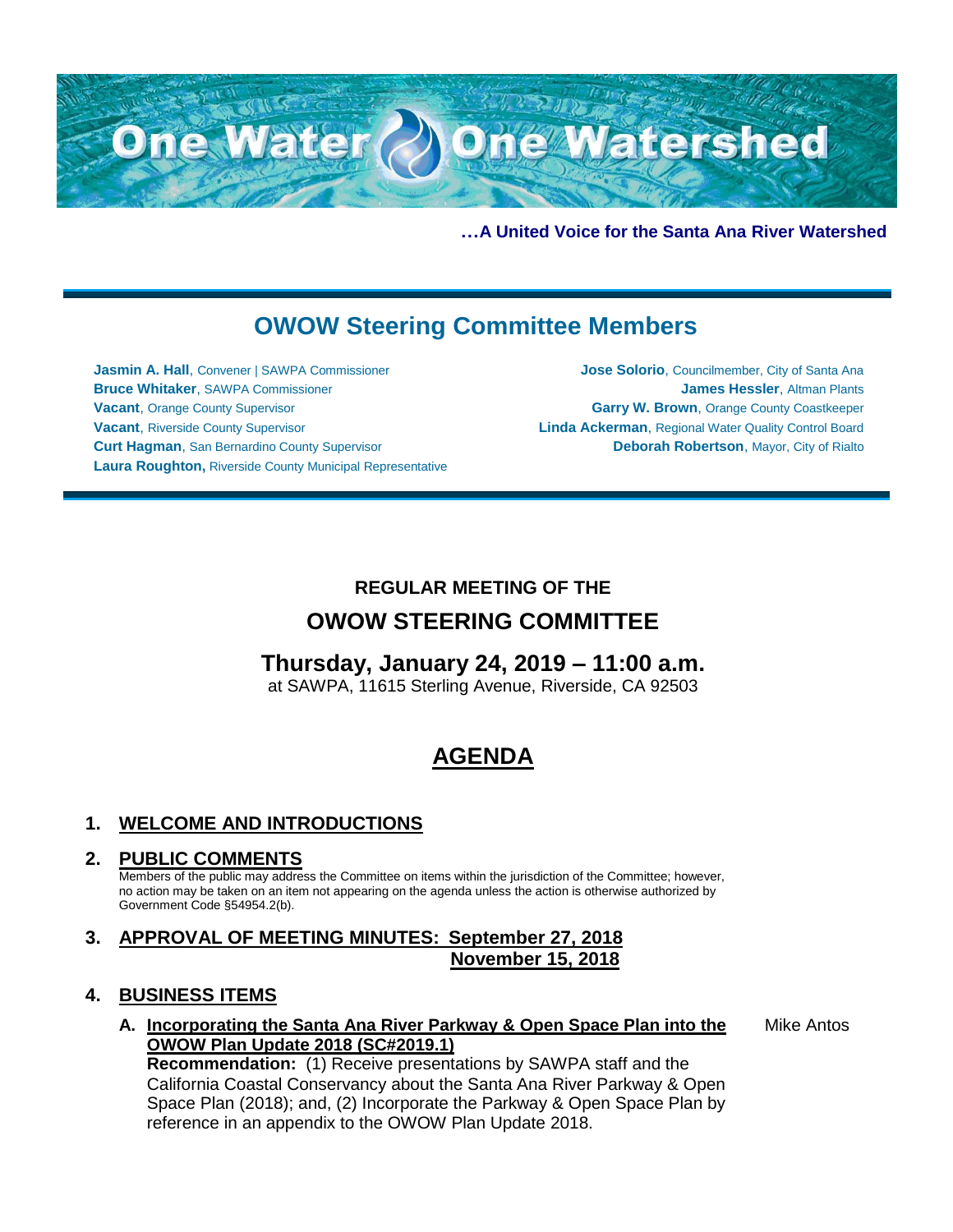# One Water One Watershed

**…A United Voice for the Santa Ana River Watershed**

## OWOW Steering Committee Members

**Jasmin A. Hall**, Convener | SAWPA Commissioner
**Bruce Whitaker**, SAWPA Commissioner
**Vacant**, Orange County Supervisor
**Vacant**, Riverside County Supervisor
**Curt Hagman**, San Bernardino County Supervisor
**Laura Roughton,** Riverside County Municipal Representative

**Jose Solorio**, Councilmember, City of Santa Ana
**James Hessler**, Altman Plants
**Garry W. Brown**, Orange County Coastkeeper
**Linda Ackerman**, Regional Water Quality Control Board
**Deborah Robertson**, Mayor, City of Rialto

### REGULAR MEETING OF THE

## OWOW STEERING COMMITTEE

## Thursday, January 24, 2019 – 11:00 a.m.

at SAWPA, 11615 Sterling Avenue, Riverside, CA 92503

# AGENDA

## 1. WELCOME AND INTRODUCTIONS

## 2. PUBLIC COMMENTS

Members of the public may address the Committee on items within the jurisdiction of the Committee; however, no action may be taken on an item not appearing on the agenda unless the action is otherwise authorized by Government Code §54954.2(b).

## 3. APPROVAL OF MEETING MINUTES: September 27, 2018
## November 15, 2018

## 4. BUSINESS ITEMS

**A. Incorporating the Santa Ana River Parkway & Open Space Plan into the OWOW Plan Update 2018 (SC#2019.1)** — Mike Antos

**Recommendation:** (1) Receive presentations by SAWPA staff and the California Coastal Conservancy about the Santa Ana River Parkway & Open Space Plan (2018); and, (2) Incorporate the Parkway & Open Space Plan by reference in an appendix to the OWOW Plan Update 2018.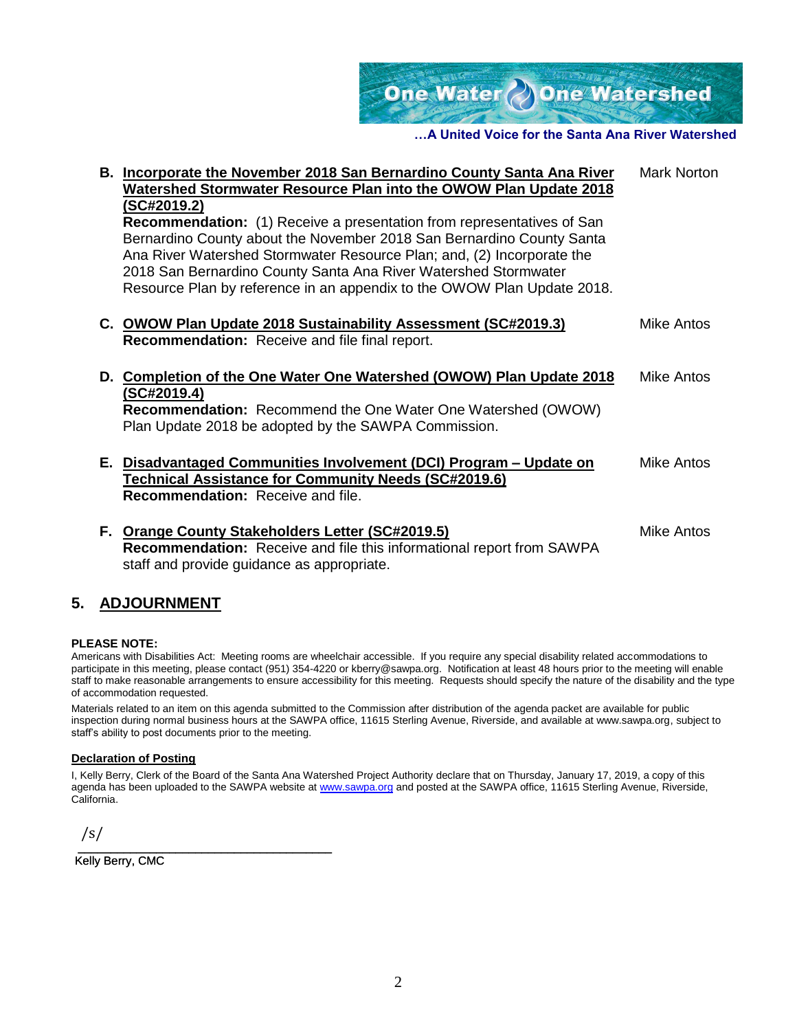**…A United Voice for the Santa Ana River Watershed**

**B. Incorporate the November 2018 San Bernardino County Santa Ana River Watershed Stormwater Resource Plan into the OWOW Plan Update 2018 (SC#2019.2)** — Mark Norton

**Recommendation:** (1) Receive a presentation from representatives of San Bernardino County about the November 2018 San Bernardino County Santa Ana River Watershed Stormwater Resource Plan; and, (2) Incorporate the 2018 San Bernardino County Santa Ana River Watershed Stormwater Resource Plan by reference in an appendix to the OWOW Plan Update 2018.

**C. OWOW Plan Update 2018 Sustainability Assessment (SC#2019.3)** — Mike Antos

**Recommendation:** Receive and file final report.

**D. Completion of the One Water One Watershed (OWOW) Plan Update 2018 (SC#2019.4)** — Mike Antos

**Recommendation:** Recommend the One Water One Watershed (OWOW) Plan Update 2018 be adopted by the SAWPA Commission.

**E. Disadvantaged Communities Involvement (DCI) Program – Update on Technical Assistance for Community Needs (SC#2019.6)** — Mike Antos

**Recommendation:** Receive and file.

**F. Orange County Stakeholders Letter (SC#2019.5)** — Mike Antos

**Recommendation:** Receive and file this informational report from SAWPA staff and provide guidance as appropriate.

## 5. ADJOURNMENT

**PLEASE NOTE:**

Americans with Disabilities Act: Meeting rooms are wheelchair accessible. If you require any special disability related accommodations to participate in this meeting, please contact (951) 354-4220 or kberry@sawpa.org. Notification at least 48 hours prior to the meeting will enable staff to make reasonable arrangements to ensure accessibility for this meeting. Requests should specify the nature of the disability and the type of accommodation requested.

Materials related to an item on this agenda submitted to the Commission after distribution of the agenda packet are available for public inspection during normal business hours at the SAWPA office, 11615 Sterling Avenue, Riverside, and available at www.sawpa.org, subject to staff's ability to post documents prior to the meeting.

**Declaration of Posting**

I, Kelly Berry, Clerk of the Board of the Santa Ana Watershed Project Authority declare that on Thursday, January 17, 2019, a copy of this agenda has been uploaded to the SAWPA website at www.sawpa.org and posted at the SAWPA office, 11615 Sterling Avenue, Riverside, California.

/s/

Kelly Berry, CMC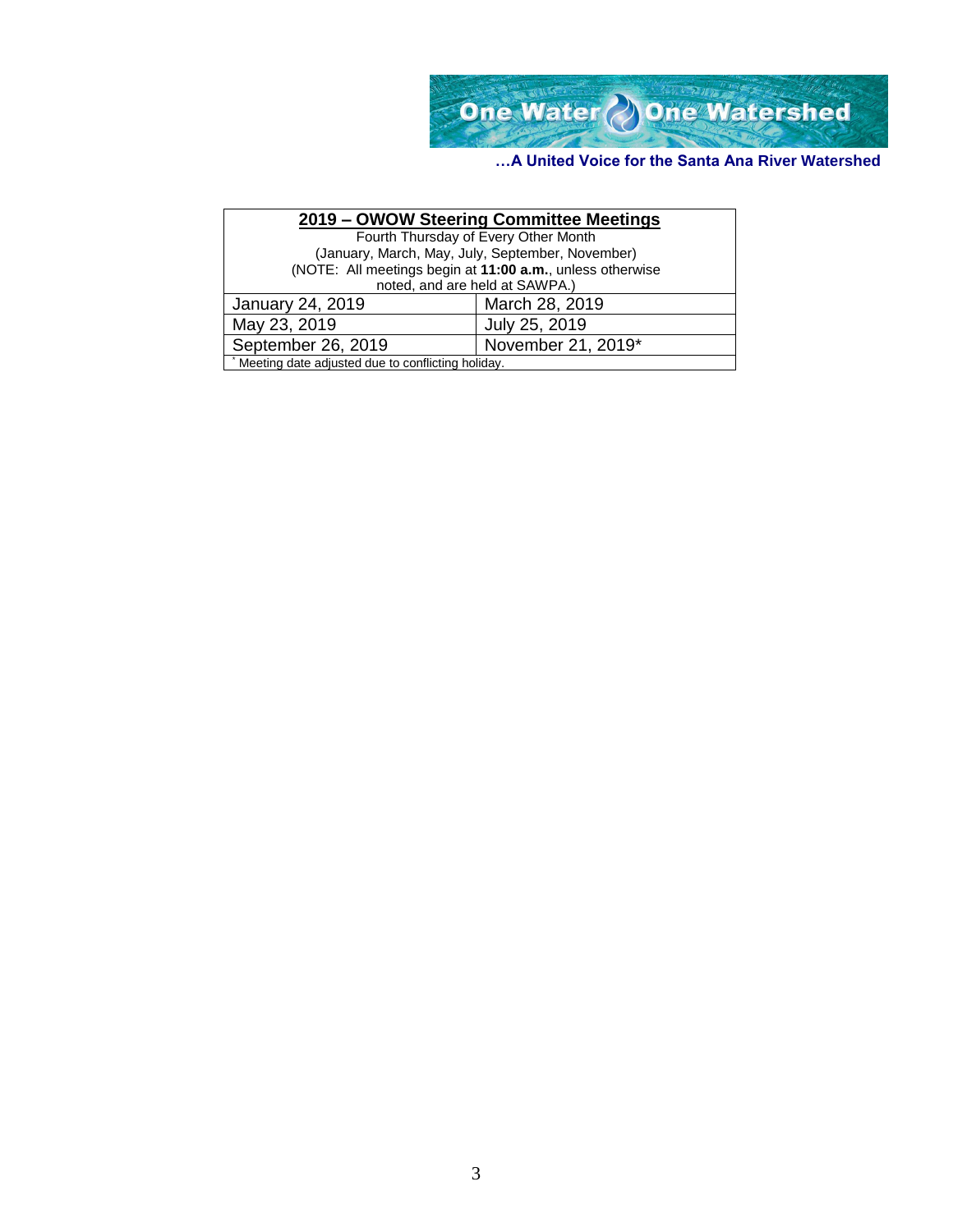One Water One Watershed

**…A United Voice for the Santa Ana River Watershed**

| **2019 – OWOW Steering Committee Meetings**<br>Fourth Thursday of Every Other Month<br>(January, March, May, July, September, November)<br>(NOTE: All meetings begin at **11:00 a.m.**, unless otherwise noted, and are held at SAWPA.) | |
|---|---|
| January 24, 2019 | March 28, 2019 |
| May 23, 2019 | July 25, 2019 |
| September 26, 2019 | November 21, 2019* |
| * Meeting date adjusted due to conflicting holiday. | |